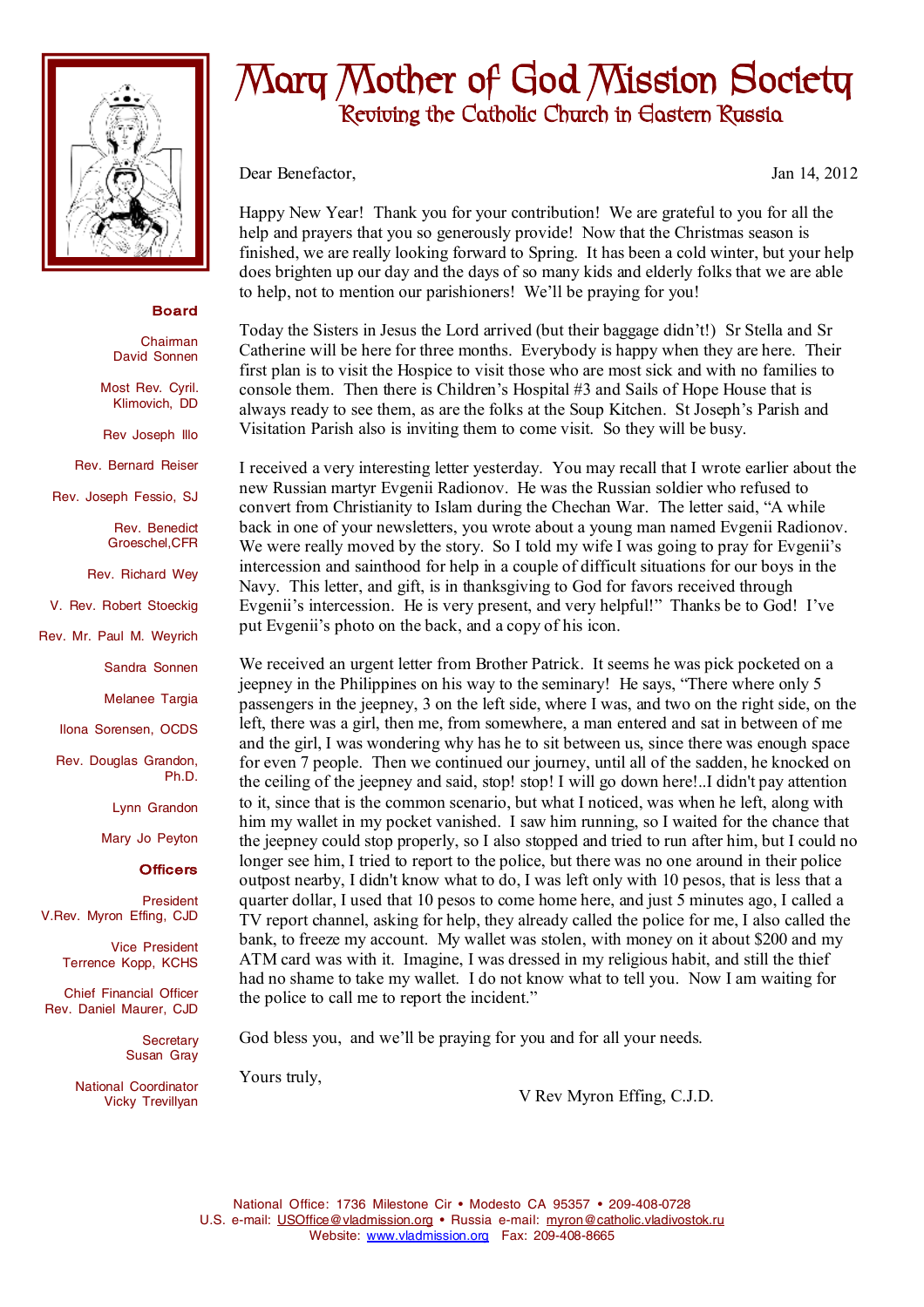# Mary Mother of God Mission Society

## Reviving the Catholic Church in Eastern Russia

**Board**

Chairman
David Sonnen

Most Rev. Cyril. Klimovich, DD

Rev Joseph Illo

Rev. Bernard Reiser

Rev. Joseph Fessio, SJ

Rev. Benedict Groeschel,CFR

Rev. Richard Wey

V. Rev. Robert Stoeckig

Rev. Mr. Paul M. Weyrich

Sandra Sonnen

Melanee Targia

Ilona Sorensen, OCDS

Rev. Douglas Grandon, Ph.D.

Lynn Grandon

Mary Jo Peyton

**Officers**

President
V.Rev. Myron Effing, CJD

Vice President
Terrence Kopp, KCHS

Chief Financial Officer
Rev. Daniel Maurer, CJD

Secretary
Susan Gray

National Coordinator
Vicky Trevillyan

---

Dear Benefactor,

Jan 14, 2012

Happy New Year! Thank you for your contribution! We are grateful to you for all the help and prayers that you so generously provide! Now that the Christmas season is finished, we are really looking forward to Spring. It has been a cold winter, but your help does brighten up our day and the days of so many kids and elderly folks that we are able to help, not to mention our parishioners! We'll be praying for you!

Today the Sisters in Jesus the Lord arrived (but their baggage didn't!) Sr Stella and Sr Catherine will be here for three months. Everybody is happy when they are here. Their first plan is to visit the Hospice to visit those who are most sick and with no families to console them. Then there is Children's Hospital #3 and Sails of Hope House that is always ready to see them, as are the folks at the Soup Kitchen. St Joseph's Parish and Visitation Parish also is inviting them to come visit. So they will be busy.

I received a very interesting letter yesterday. You may recall that I wrote earlier about the new Russian martyr Evgenii Radionov. He was the Russian soldier who refused to convert from Christianity to Islam during the Chechan War. The letter said, "A while back in one of your newsletters, you wrote about a young man named Evgenii Radionov. We were really moved by the story. So I told my wife I was going to pray for Evgenii's intercession and sainthood for help in a couple of difficult situations for our boys in the Navy. This letter, and gift, is in thanksgiving to God for favors received through Evgenii's intercession. He is very present, and very helpful!" Thanks be to God! I've put Evgenii's photo on the back, and a copy of his icon.

We received an urgent letter from Brother Patrick. It seems he was pick pocketed on a jeepney in the Philippines on his way to the seminary! He says, "There where only 5 passengers in the jeepney, 3 on the left side, where I was, and two on the right side, on the left, there was a girl, then me, from somewhere, a man entered and sat in between of me and the girl, I was wondering why has he to sit between us, since there was enough space for even 7 people. Then we continued our journey, until all of the sadden, he knocked on the ceiling of the jeepney and said, stop! stop! I will go down here!..I didn't pay attention to it, since that is the common scenario, but what I noticed, was when he left, along with him my wallet in my pocket vanished. I saw him running, so I waited for the chance that the jeepney could stop properly, so I also stopped and tried to run after him, but I could no longer see him, I tried to report to the police, but there was no one around in their police outpost nearby, I didn't know what to do, I was left only with 10 pesos, that is less that a quarter dollar, I used that 10 pesos to come home here, and just 5 minutes ago, I called a TV report channel, asking for help, they already called the police for me, I also called the bank, to freeze my account. My wallet was stolen, with money on it about $200 and my ATM card was with it. Imagine, I was dressed in my religious habit, and still the thief had no shame to take my wallet. I do not know what to tell you. Now I am waiting for the police to call me to report the incident."

God bless you, and we'll be praying for you and for all your needs.

Yours truly,

V Rev Myron Effing, C.J.D.

---

National Office: 1736 Milestone Cir • Modesto CA 95357 • 209-408-0728
U.S. e-mail: USOffice@vladmission.org • Russia e-mail: myron@catholic.vladivostok.ru
Website: www.vladmission.org Fax: 209-408-8665